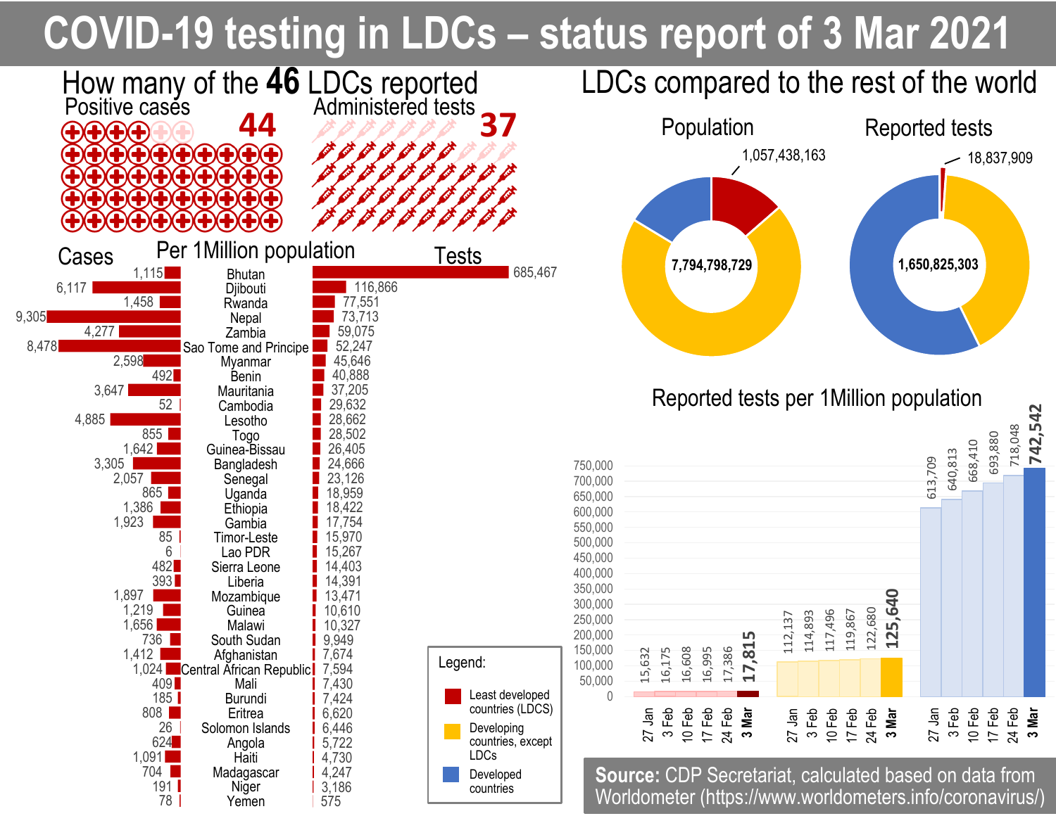# COVID-19 testing in LDCs – status report of 3 Mar 2021

## How many of the 46 LDCs reported

| Positive cases | Administered tests |
| --- | --- |
| 44 | 37 |

## Per 1Million population

| Cases | Country | Tests |
| --- | --- | --- |
| 1,115 | Bhutan | 685,467 |
| 6,117 | Djibouti | 116,866 |
| 1,458 | Rwanda | 77,551 |
| 9,305 | Nepal | 73,713 |
| 4,277 | Zambia | 59,075 |
| 8,478 | Sao Tome and Principe | 52,247 |
| 2,598 | Myanmar | 45,646 |
| 492 | Benin | 40,888 |
| 3,647 | Mauritania | 37,205 |
| 52 | Cambodia | 29,632 |
| 4,885 | Lesotho | 28,662 |
| 855 | Togo | 28,502 |
| 1,642 | Guinea-Bissau | 26,405 |
| 3,305 | Bangladesh | 24,666 |
| 2,057 | Senegal | 23,126 |
| 865 | Uganda | 18,959 |
| 1,386 | Ethiopia | 18,422 |
| 1,923 | Gambia | 17,754 |
| 85 | Timor-Leste | 15,970 |
| 6 | Lao PDR | 15,267 |
| 482 | Sierra Leone | 14,403 |
| 393 | Liberia | 14,391 |
| 1,897 | Mozambique | 13,471 |
| 1,219 | Guinea | 10,610 |
| 1,656 | Malawi | 10,327 |
| 736 | South Sudan | 9,949 |
| 1,412 | Afghanistan | 7,674 |
| 1,024 | Central African Republic | 7,594 |
| 409 | Mali | 7,430 |
| 185 | Burundi | 7,424 |
| 808 | Eritrea | 6,620 |
| 26 | Solomon Islands | 6,446 |
| 624 | Angola | 5,722 |
| 1,091 | Haiti | 4,730 |
| 704 | Madagascar | 4,247 |
| 191 | Niger | 3,186 |
| 78 | Yemen | 575 |

## LDCs compared to the rest of the world

| | Population | Reported tests |
| --- | --- | --- |
| Total | 7,794,798,729 | 1,650,825,303 |
| LDCs | 1,057,438,163 | 18,837,909 |

## Reported tests per 1Million population

| Date | Least developed countries (LDCS) | Developing countries, except LDCs | Developed countries |
| --- | --- | --- | --- |
| 27 Jan | 15,632 | 112,137 | 613,709 |
| 3 Feb | 16,175 | 114,893 | 640,813 |
| 10 Feb | 16,608 | 117,496 | 668,410 |
| 17 Feb | 16,995 | 119,867 | 693,880 |
| 24 Feb | 17,386 | 122,680 | 718,048 |
| **3 Mar** | **17,815** | **125,640** | **742,542** |

Legend:
- Least developed countries (LDCS)
- Developing countries, except LDCs
- Developed countries

**Source:** CDP Secretariat, calculated based on data from Worldometer (https://www.worldometers.info/coronavirus/)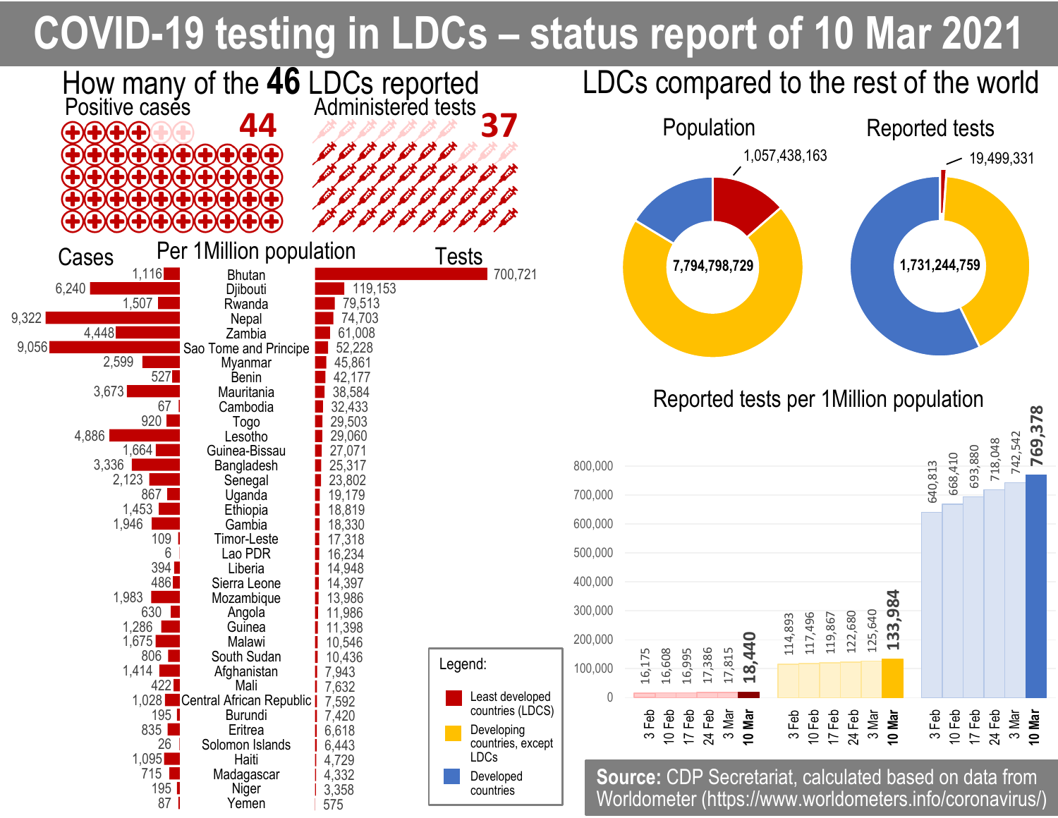# COVID-19 testing in LDCs – status report of 10 Mar 2021

## How many of the **46** LDCs reported

Positive cases: **44**

Administered tests: **37**

## Per 1Million population

| Cases | Country | Tests |
|---|---|---|
| 1,116 | Bhutan | 700,721 |
| 6,240 | Djibouti | 119,153 |
| 1,507 | Rwanda | 79,513 |
| 9,322 | Nepal | 74,703 |
| 4,448 | Zambia | 61,008 |
| 9,056 | Sao Tome and Principe | 52,228 |
| 2,599 | Myanmar | 45,861 |
| 527 | Benin | 42,177 |
| 3,673 | Mauritania | 38,584 |
| 67 | Cambodia | 32,433 |
| 920 | Togo | 29,503 |
| 4,886 | Lesotho | 29,060 |
| 1,664 | Guinea-Bissau | 27,071 |
| 3,336 | Bangladesh | 25,317 |
| 2,123 | Senegal | 23,802 |
| 867 | Uganda | 19,179 |
| 1,453 | Ethiopia | 18,819 |
| 1,946 | Gambia | 18,330 |
| 109 | Timor-Leste | 17,318 |
| 6 | Lao PDR | 16,234 |
| 394 | Liberia | 14,948 |
| 486 | Sierra Leone | 14,397 |
| 1,983 | Mozambique | 13,986 |
| 630 | Angola | 11,986 |
| 1,286 | Guinea | 11,398 |
| 1,675 | Malawi | 10,546 |
| 806 | South Sudan | 10,436 |
| 1,414 | Afghanistan | 7,943 |
| 422 | Mali | 7,632 |
| 1,028 | Central African Republic | 7,592 |
| 195 | Burundi | 7,420 |
| 835 | Eritrea | 6,618 |
| 26 | Solomon Islands | 6,443 |
| 1,095 | Haiti | 4,729 |
| 715 | Madagascar | 4,332 |
| 195 | Niger | 3,358 |
| 87 | Yemen | 575 |

## LDCs compared to the rest of the world

**Population:** total 7,794,798,729; LDCs 1,057,438,163

**Reported tests:** total 1,731,244,759; LDCs 19,499,331

## Reported tests per 1Million population

| | 3 Feb | 10 Feb | 17 Feb | 24 Feb | 3 Mar | 10 Mar |
|---|---|---|---|---|---|---|
| Least developed countries (LDCS) | 16,175 | 16,608 | 16,995 | 17,386 | 17,815 | **18,440** |
| Developing countries, except LDCs | 114,893 | 117,496 | 119,867 | 122,680 | 125,640 | **133,984** |
| Developed countries | 640,813 | 668,410 | 693,880 | 718,048 | 742,542 | **769,378** |

**Source:** CDP Secretariat, calculated based on data from Worldometer (https://www.worldometers.info/coronavirus/)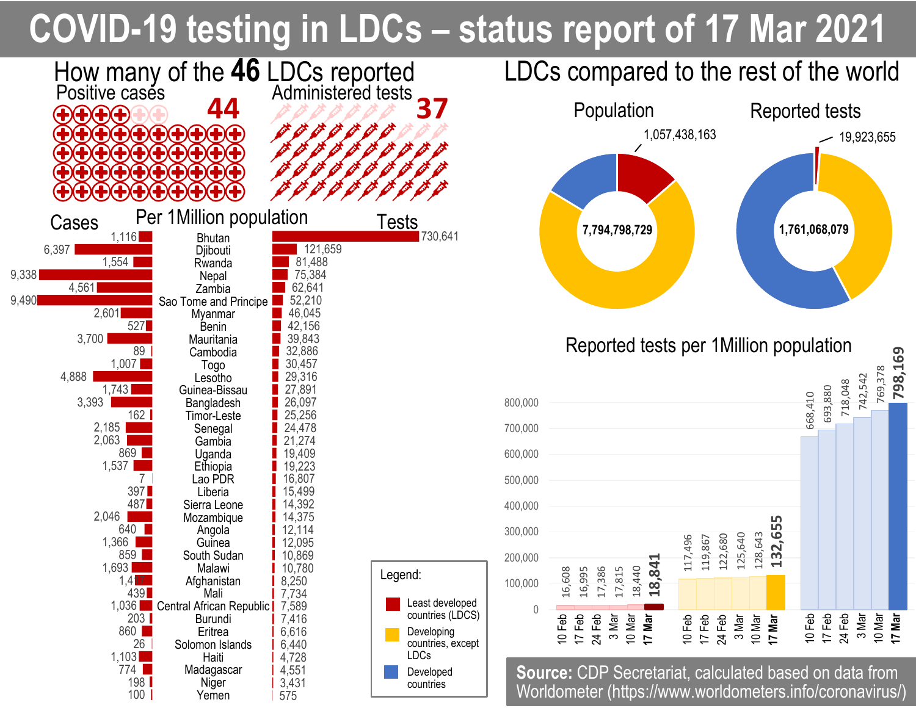# COVID-19 testing in LDCs – status report of 17 Mar 2021

## How many of the **46** LDCs reported

Positive cases: **44**

Administered tests: **37**

## Per 1Million population

| Cases | Country | Tests |
|---|---|---|
| 1,116 | Bhutan | 730,641 |
| 6,397 | Djibouti | 121,659 |
| 1,554 | Rwanda | 81,488 |
| 9,338 | Nepal | 75,384 |
| 4,561 | Zambia | 62,641 |
| 9,490 | Sao Tome and Principe | 52,210 |
| 2,601 | Myanmar | 46,045 |
| 527 | Benin | 42,156 |
| 3,700 | Mauritania | 39,843 |
| 89 | Cambodia | 32,886 |
| 1,007 | Togo | 30,457 |
| 4,888 | Lesotho | 29,316 |
| 1,743 | Guinea-Bissau | 27,891 |
| 3,393 | Bangladesh | 26,097 |
| 162 | Timor-Leste | 25,256 |
| 2,185 | Senegal | 24,478 |
| 2,063 | Gambia | 21,274 |
| 869 | Uganda | 19,409 |
| 1,537 | Ethiopia | 19,223 |
| 7 | Lao PDR | 16,807 |
| 397 | Liberia | 15,499 |
| 487 | Sierra Leone | 14,392 |
| 2,046 | Mozambique | 14,375 |
| 640 | Angola | 12,114 |
| 1,366 | Guinea | 12,095 |
| 859 | South Sudan | 10,869 |
| 1,693 | Malawi | 10,780 |
| 1,417 | Afghanistan | 8,250 |
| 439 | Mali | 7,734 |
| 1,036 | Central African Republic | 7,589 |
| 203 | Burundi | 7,416 |
| 860 | Eritrea | 6,616 |
| 26 | Solomon Islands | 6,440 |
| 1,103 | Haiti | 4,728 |
| 774 | Madagascar | 4,551 |
| 198 | Niger | 3,431 |
| 100 | Yemen | 575 |

## LDCs compared to the rest of the world

**Population**: LDCs 1,057,438,163; total 7,794,798,729

**Reported tests**: LDCs 19,923,655; total 1,761,068,079

## Reported tests per 1Million population

| | 10 Feb | 17 Feb | 24 Feb | 3 Mar | 10 Mar | 17 Mar |
|---|---|---|---|---|---|---|
| Least developed countries (LDCS) | 16,608 | 16,995 | 17,386 | 17,815 | 18,440 | **18,841** |
| Developing countries, except LDCs | 117,496 | 119,867 | 122,680 | 125,640 | 128,643 | **132,655** |
| Developed countries | 668,410 | 693,880 | 718,048 | 742,542 | 769,378 | **798,169** |

**Source:** CDP Secretariat, calculated based on data from Worldometer (https://www.worldometers.info/coronavirus/)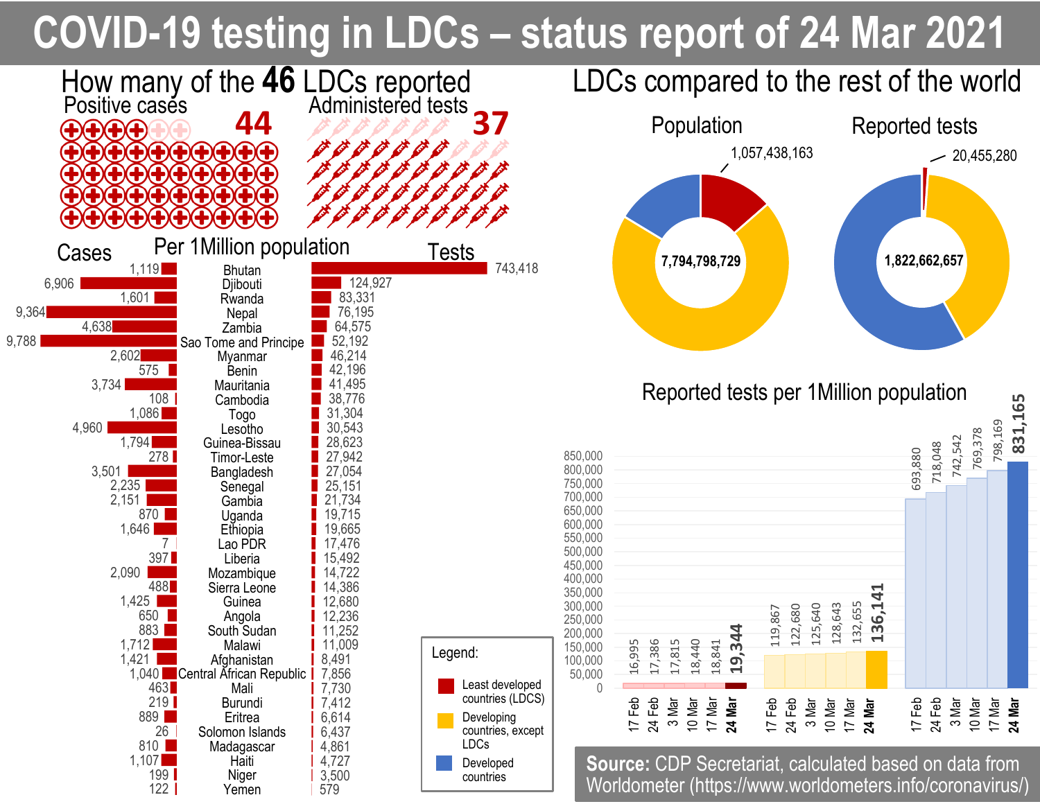# COVID-19 testing in LDCs – status report of 24 Mar 2021

## How many of the **46** LDCs reported

Positive cases: **44**

Administered tests: **37**

## Per 1Million population

| Cases | Country | Tests |
|---|---|---|
| 1,119 | Bhutan | 743,418 |
| 6,906 | Djibouti | 124,927 |
| 1,601 | Rwanda | 83,331 |
| 9,364 | Nepal | 76,195 |
| 4,638 | Zambia | 64,575 |
| 9,788 | Sao Tome and Principe | 52,192 |
| 2,602 | Myanmar | 46,214 |
| 575 | Benin | 42,196 |
| 3,734 | Mauritania | 41,495 |
| 108 | Cambodia | 38,776 |
| 1,086 | Togo | 31,304 |
| 4,960 | Lesotho | 30,543 |
| 1,794 | Guinea-Bissau | 28,623 |
| 278 | Timor-Leste | 27,942 |
| 3,501 | Bangladesh | 27,054 |
| 2,235 | Senegal | 25,151 |
| 2,151 | Gambia | 21,734 |
| 870 | Uganda | 19,715 |
| 1,646 | Ethiopia | 19,665 |
| 7 | Lao PDR | 17,476 |
| 397 | Liberia | 15,492 |
| 2,090 | Mozambique | 14,722 |
| 488 | Sierra Leone | 14,386 |
| 1,425 | Guinea | 12,680 |
| 650 | Angola | 12,236 |
| 883 | South Sudan | 11,252 |
| 1,712 | Malawi | 11,009 |
| 1,421 | Afghanistan | 8,491 |
| 1,040 | Central African Republic | 7,856 |
| 463 | Mali | 7,730 |
| 219 | Burundi | 7,412 |
| 889 | Eritrea | 6,614 |
| 26 | Solomon Islands | 6,437 |
| 810 | Madagascar | 4,861 |
| 1,107 | Haiti | 4,727 |
| 199 | Niger | 3,500 |
| 122 | Yemen | 579 |

## LDCs compared to the rest of the world

**Population** (total: 7,794,798,729) — LDCs: 1,057,438,163

**Reported tests** (total: 1,822,662,657) — LDCs: 20,455,280

## Reported tests per 1Million population

| Date | Least developed countries (LDCs) | Developing countries, except LDCs | Developed countries |
|---|---|---|---|
| 17 Feb | 16,995 | 119,867 | 693,880 |
| 24 Feb | 17,386 | 122,680 | 718,048 |
| 3 Mar | 17,815 | 125,640 | 742,542 |
| 10 Mar | 18,440 | 128,643 | 769,378 |
| 17 Mar | 18,841 | 132,655 | 798,169 |
| **24 Mar** | **19,344** | **136,141** | **831,165** |

Legend: Least developed countries (LDCS); Developing countries, except LDCs; Developed countries

**Source:** CDP Secretariat, calculated based on data from Worldometer (https://www.worldometers.info/coronavirus/)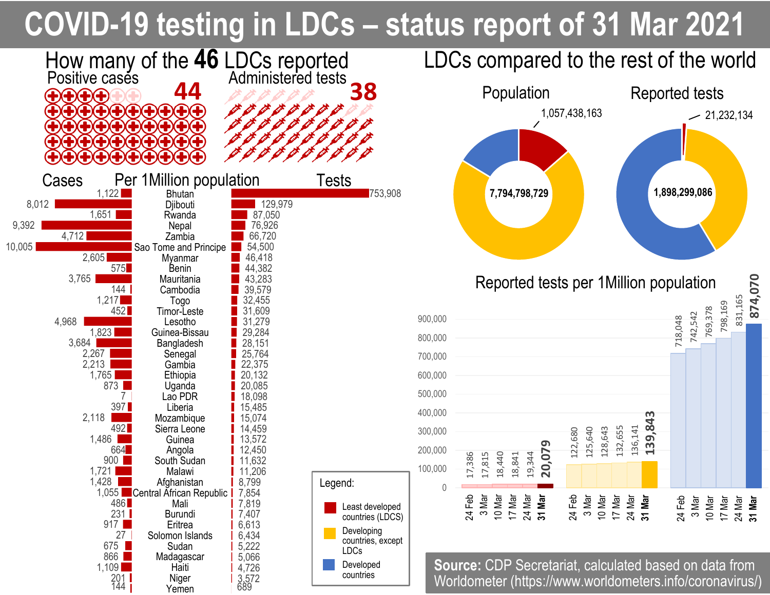# COVID-19 testing in LDCs – status report of 31 Mar 2021

## How many of the **46** LDCs reported

Positive cases **44**

Administered tests **38**

## LDCs compared to the rest of the world

Population

1,057,438,163

7,794,798,729

Reported tests

21,232,134

1,898,299,086

Cases

Per 1Million population

Tests

1,122 Bhutan 753,908
8,012 Djibouti 129,979
1,651 Rwanda 87,050
9,392 Nepal 76,926
4,712 Zambia 66,720
10,005 Sao Tome and Principe 54,500
2,605 Myanmar 46,418
575 Benin 44,382
3,765 Mauritania 43,283
144 Cambodia 39,579
1,217 Togo 32,455
452 Timor-Leste 31,609
4,968 Lesotho 31,279
1,823 Guinea-Bissau 29,284
3,684 Bangladesh 28,151
2,267 Senegal 25,764
2,213 Gambia 22,375
1,765 Ethiopia 20,132
873 Uganda 20,085
7 Lao PDR 18,098
397 Liberia 15,485
2,118 Mozambique 15,074
492 Sierra Leone 14,459
1,486 Guinea 13,572
664 Angola 12,450
900 South Sudan 11,632
1,721 Malawi 11,206
1,428 Afghanistan 8,799
1,055 Central African Republic 7,854
486 Mali 7,819
231 Burundi 7,407
917 Eritrea 6,613
27 Solomon Islands 6,434
675 Sudan 5,222
866 Madagascar 5,066
1,109 Haiti 4,726
201 Niger 3,572
144 Yemen 689

Reported tests per 1Million population

900,000
800,000
700,000
600,000
500,000
400,000
300,000
200,000
100,000
0

24 Feb 3 Mar 10 Mar 17 Mar 24 Mar 31 Mar

17,386 17,815 18,440 18,841 19,344 **20,079**

122,680 125,640 128,643 132,655 136,141 **139,843**

718,048 742,542 769,378 798,169 831,165 **874,070**

Legend:
- Least developed countries (LDCS)
- Developing countries, except LDCs
- Developed countries

**Source:** CDP Secretariat, calculated based on data from Worldometer (https://www.worldometers.info/coronavirus/)